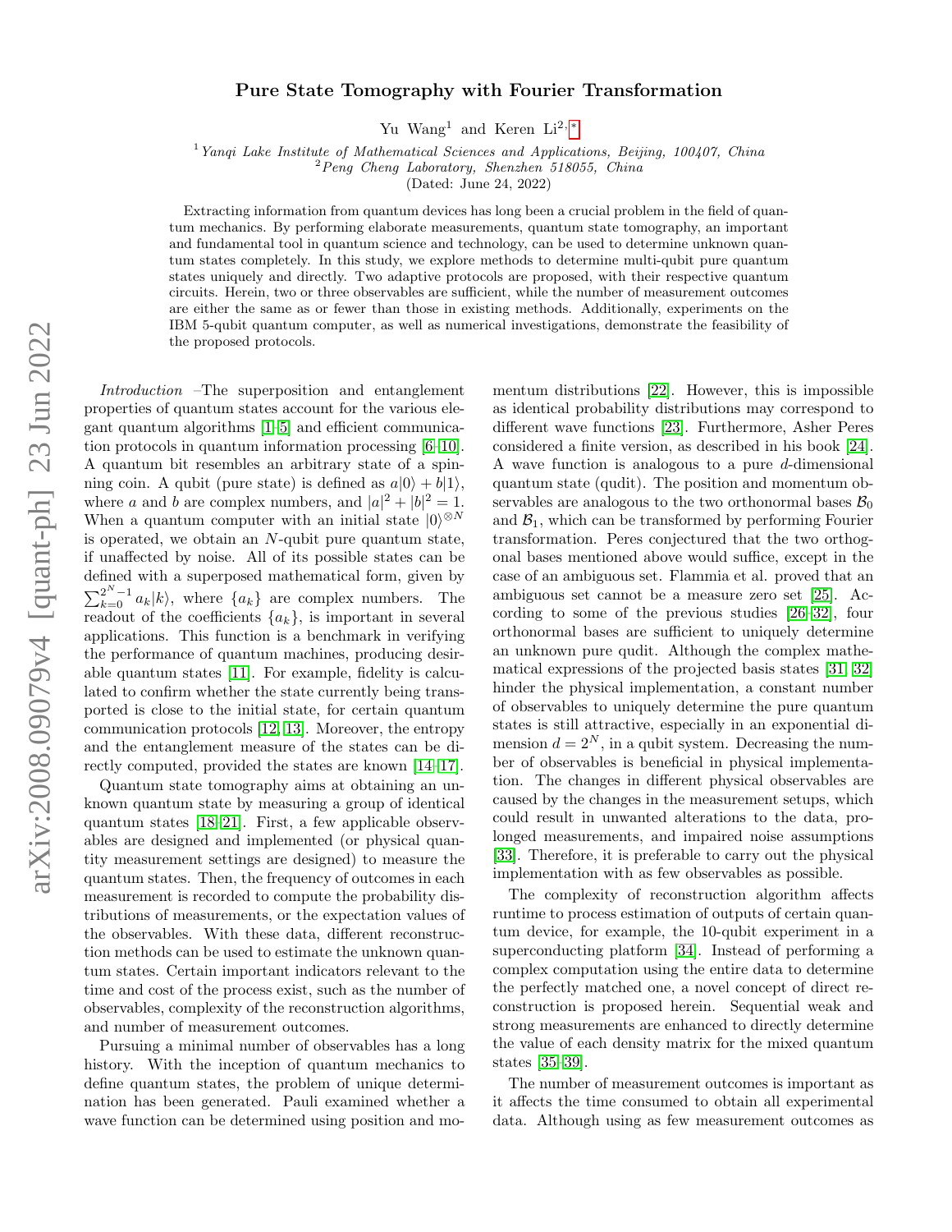# Pure State Tomography with Fourier Transformation

Yu Wang[1] and Keren Li[2,*]

[1] *Yanqi Lake Institute of Mathematical Sciences and Applications, Beijing, 100407, China*
[2] *Peng Cheng Laboratory, Shenzhen 518055, China*
(Dated: June 24, 2022)

Extracting information from quantum devices has long been a crucial problem in the field of quantum mechanics. By performing elaborate measurements, quantum state tomography, an important and fundamental tool in quantum science and technology, can be used to determine unknown quantum states completely. In this study, we explore methods to determine multi-qubit pure quantum states uniquely and directly. Two adaptive protocols are proposed, with their respective quantum circuits. Herein, two or three observables are sufficient, while the number of measurement outcomes are either the same as or fewer than those in existing methods. Additionally, experiments on the IBM 5-qubit quantum computer, as well as numerical investigations, demonstrate the feasibility of the proposed protocols.

*Introduction* –The superposition and entanglement properties of quantum states account for the various elegant quantum algorithms [1–5] and efficient communication protocols in quantum information processing [6–10]. A quantum bit resembles an arbitrary state of a spinning coin. A qubit (pure state) is defined as $a|0\rangle + b|1\rangle$, where $a$ and $b$ are complex numbers, and $|a|^2 + |b|^2 = 1$. When a quantum computer with an initial state $|0\rangle^{\otimes N}$ is operated, we obtain an $N$-qubit pure quantum state, if unaffected by noise. All of its possible states can be defined with a superposed mathematical form, given by $\sum_{k=0}^{2^N-1} a_k|k\rangle$, where $\{a_k\}$ are complex numbers. The readout of the coefficients $\{a_k\}$, is important in several applications. This function is a benchmark in verifying the performance of quantum machines, producing desirable quantum states [11]. For example, fidelity is calculated to confirm whether the state currently being transported is close to the initial state, for certain quantum communication protocols [12, 13]. Moreover, the entropy and the entanglement measure of the states can be directly computed, provided the states are known [14–17].

Quantum state tomography aims at obtaining an unknown quantum state by measuring a group of identical quantum states [18–21]. First, a few applicable observables are designed and implemented (or physical quantity measurement settings are designed) to measure the quantum states. Then, the frequency of outcomes in each measurement is recorded to compute the probability distributions of measurements, or the expectation values of the observables. With these data, different reconstruction methods can be used to estimate the unknown quantum states. Certain important indicators relevant to the time and cost of the process exist, such as the number of observables, complexity of the reconstruction algorithms, and number of measurement outcomes.

Pursuing a minimal number of observables has a long history. With the inception of quantum mechanics to define quantum states, the problem of unique determination has been generated. Pauli examined whether a wave function can be determined using position and momentum distributions [22]. However, this is impossible as identical probability distributions may correspond to different wave functions [23]. Furthermore, Asher Peres considered a finite version, as described in his book [24]. A wave function is analogous to a pure $d$-dimensional quantum state (qudit). The position and momentum observables are analogous to the two orthonormal bases $\mathcal{B}_0$ and $\mathcal{B}_1$, which can be transformed by performing Fourier transformation. Peres conjectured that the two orthogonal bases mentioned above would suffice, except in the case of an ambiguous set. Flammia et al. proved that an ambiguous set cannot be a measure zero set [25]. According to some of the previous studies [26–32], four orthonormal bases are sufficient to uniquely determine an unknown pure qudit. Although the complex mathematical expressions of the projected basis states [31, 32] hinder the physical implementation, a constant number of observables to uniquely determine the pure quantum states is still attractive, especially in an exponential dimension $d = 2^N$, in a qubit system. Decreasing the number of observables is beneficial in physical implementation. The changes in different physical observables are caused by the changes in the measurement setups, which could result in unwanted alterations to the data, prolonged measurements, and impaired noise assumptions [33]. Therefore, it is preferable to carry out the physical implementation with as few observables as possible.

The complexity of reconstruction algorithm affects runtime to process estimation of outputs of certain quantum device, for example, the 10-qubit experiment in a superconducting platform [34]. Instead of performing a complex computation using the entire data to determine the perfectly matched one, a novel concept of direct reconstruction is proposed herein. Sequential weak and strong measurements are enhanced to directly determine the value of each density matrix for the mixed quantum states [35–39].

The number of measurement outcomes is important as it affects the time consumed to obtain all experimental data. Although using as few measurement outcomes as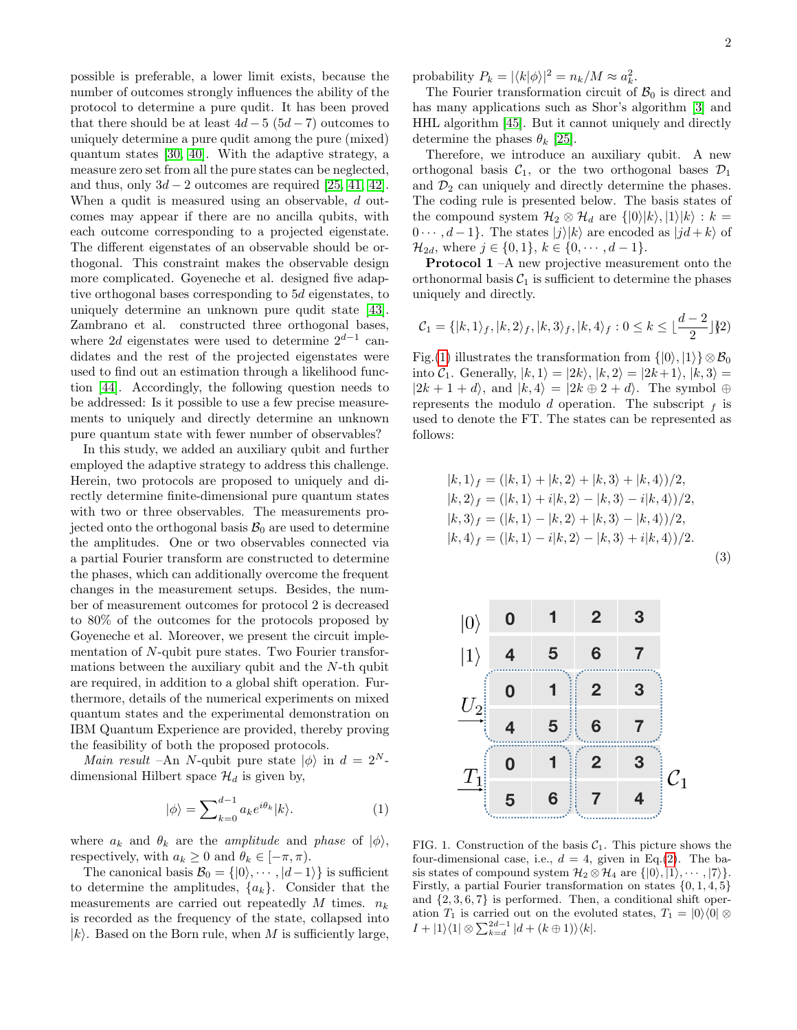possible is preferable, a lower limit exists, because the number of outcomes strongly influences the ability of the protocol to determine a pure qudit. It has been proved that there should be at least $4d-5$ ($5d-7$) outcomes to uniquely determine a pure qudit among the pure (mixed) quantum states [30, 40]. With the adaptive strategy, a measure zero set from all the pure states can be neglected, and thus, only $3d-2$ outcomes are required [25, 41, 42]. When a qudit is measured using an observable, $d$ outcomes may appear if there are no ancilla qubits, with each outcome corresponding to a projected eigenstate. The different eigenstates of an observable should be orthogonal. This constraint makes the observable design more complicated. Goyeneche et al. designed five adaptive orthogonal bases corresponding to $5d$ eigenstates, to uniquely determine an unknown pure qudit state [43]. Zambrano et al. constructed three orthogonal bases, where $2d$ eigenstates were used to determine $2^{d-1}$ candidates and the rest of the projected eigenstates were used to find out an estimation through a likelihood function [44]. Accordingly, the following question needs to be addressed: Is it possible to use a few precise measurements to uniquely and directly determine an unknown pure quantum state with fewer number of observables?

In this study, we added an auxiliary qubit and further employed the adaptive strategy to address this challenge. Herein, two protocols are proposed to uniquely and directly determine finite-dimensional pure quantum states with two or three observables. The measurements projected onto the orthogonal basis $\mathcal{B}_0$ are used to determine the amplitudes. One or two observables connected via a partial Fourier transform are constructed to determine the phases, which can additionally overcome the frequent changes in the measurement setups. Besides, the number of measurement outcomes for protocol 2 is decreased to 80% of the outcomes for the protocols proposed by Goyeneche et al. Moreover, we present the circuit implementation of $N$-qubit pure states. Two Fourier transformations between the auxiliary qubit and the $N$-th qubit are required, in addition to a global shift operation. Furthermore, details of the numerical experiments on mixed quantum states and the experimental demonstration on IBM Quantum Experience are provided, thereby proving the feasibility of both the proposed protocols.

*Main result* –An $N$-qubit pure state $|\phi\rangle$ in $d=2^N$-dimensional Hilbert space $\mathcal{H}_d$ is given by,

$$|\phi\rangle = \sum\nolimits_{k=0}^{d-1} a_k e^{i\theta_k}|k\rangle. \tag{1}$$

where $a_k$ and $\theta_k$ are the *amplitude* and *phase* of $|\phi\rangle$, respectively, with $a_k \geq 0$ and $\theta_k \in [-\pi, \pi)$.

The canonical basis $\mathcal{B}_0 = \{|0\rangle, \cdots, |d-1\rangle\}$ is sufficient to determine the amplitudes, $\{a_k\}$. Consider that the measurements are carried out repeatedly $M$ times. $n_k$ is recorded as the frequency of the state, collapsed into $|k\rangle$. Based on the Born rule, when $M$ is sufficiently large, probability $P_k = |\langle k|\phi\rangle|^2 = n_k/M \approx a_k^2$.

The Fourier transformation circuit of $\mathcal{B}_0$ is direct and has many applications such as Shor's algorithm [3] and HHL algorithm [45]. But it cannot uniquely and directly determine the phases $\theta_k$ [25].

Therefore, we introduce an auxiliary qubit. A new orthogonal basis $\mathcal{C}_1$, or the two orthogonal bases $\mathcal{D}_1$ and $\mathcal{D}_2$ can uniquely and directly determine the phases. The coding rule is presented below. The basis states of the compound system $\mathcal{H}_2 \otimes \mathcal{H}_d$ are $\{|0\rangle|k\rangle, |1\rangle|k\rangle : k = 0\cdots, d-1\}$. The states $|j\rangle|k\rangle$ are encoded as $|jd+k\rangle$ of $\mathcal{H}_{2d}$, where $j \in \{0,1\}$, $k \in \{0, \cdots, d-1\}$.

**Protocol 1** –A new projective measurement onto the orthonormal basis $\mathcal{C}_1$ is sufficient to determine the phases uniquely and directly.

$$\mathcal{C}_1 = \{|k,1\rangle_f, |k,2\rangle_f, |k,3\rangle_f, |k,4\rangle_f : 0 \leq k \leq \lfloor \frac{d-2}{2} \rfloor\} \tag{2}$$

Fig.(1) illustrates the transformation from $\{|0\rangle, |1\rangle\} \otimes \mathcal{B}_0$ into $\mathcal{C}_1$. Generally, $|k,1\rangle = |2k\rangle$, $|k,2\rangle = |2k+1\rangle$, $|k,3\rangle = |2k+1+d\rangle$, and $|k,4\rangle = |2k \oplus 2 + d\rangle$. The symbol $\oplus$ represents the modulo $d$ operation. The subscript $_f$ is used to denote the FT. The states can be represented as follows:

$$\begin{aligned}
|k,1\rangle_f &= (|k,1\rangle + |k,2\rangle + |k,3\rangle + |k,4\rangle)/2, \\
|k,2\rangle_f &= (|k,1\rangle + i|k,2\rangle - |k,3\rangle - i|k,4\rangle)/2, \\
|k,3\rangle_f &= (|k,1\rangle - |k,2\rangle + |k,3\rangle - |k,4\rangle)/2, \\
|k,4\rangle_f &= (|k,1\rangle - i|k,2\rangle - |k,3\rangle + i|k,4\rangle)/2.
\end{aligned} \tag{3}$$

| | | | | |
|---|---|---|---|---|
| $\|0\rangle$ | 0 | 1 | 2 | 3 |
| $\|1\rangle$ | 4 | 5 | 6 | 7 |
| $U_2$ | 0 | 1 | 2 | 3 |
| | 4 | 5 | 6 | 7 |
| $T_1$ | 0 | 1 | 2 | 3 |
| $\mathcal{C}_1$ | 5 | 6 | 7 | 4 |

FIG. 1. Construction of the basis $\mathcal{C}_1$. This picture shows the four-dimensional case, i.e., $d=4$, given in Eq.(2). The basis states of compound system $\mathcal{H}_2 \otimes \mathcal{H}_4$ are $\{|0\rangle, |1\rangle, \cdots, |7\rangle\}$. Firstly, a partial Fourier transformation on states $\{0,1,4,5\}$ and $\{2,3,6,7\}$ is performed. Then, a conditional shift operation $T_1$ is carried out on the evoluted states, $T_1 = |0\rangle\langle 0| \otimes I + |1\rangle\langle 1| \otimes \sum_{k=d}^{2d-1} |d + (k \oplus 1)\rangle\langle k|$.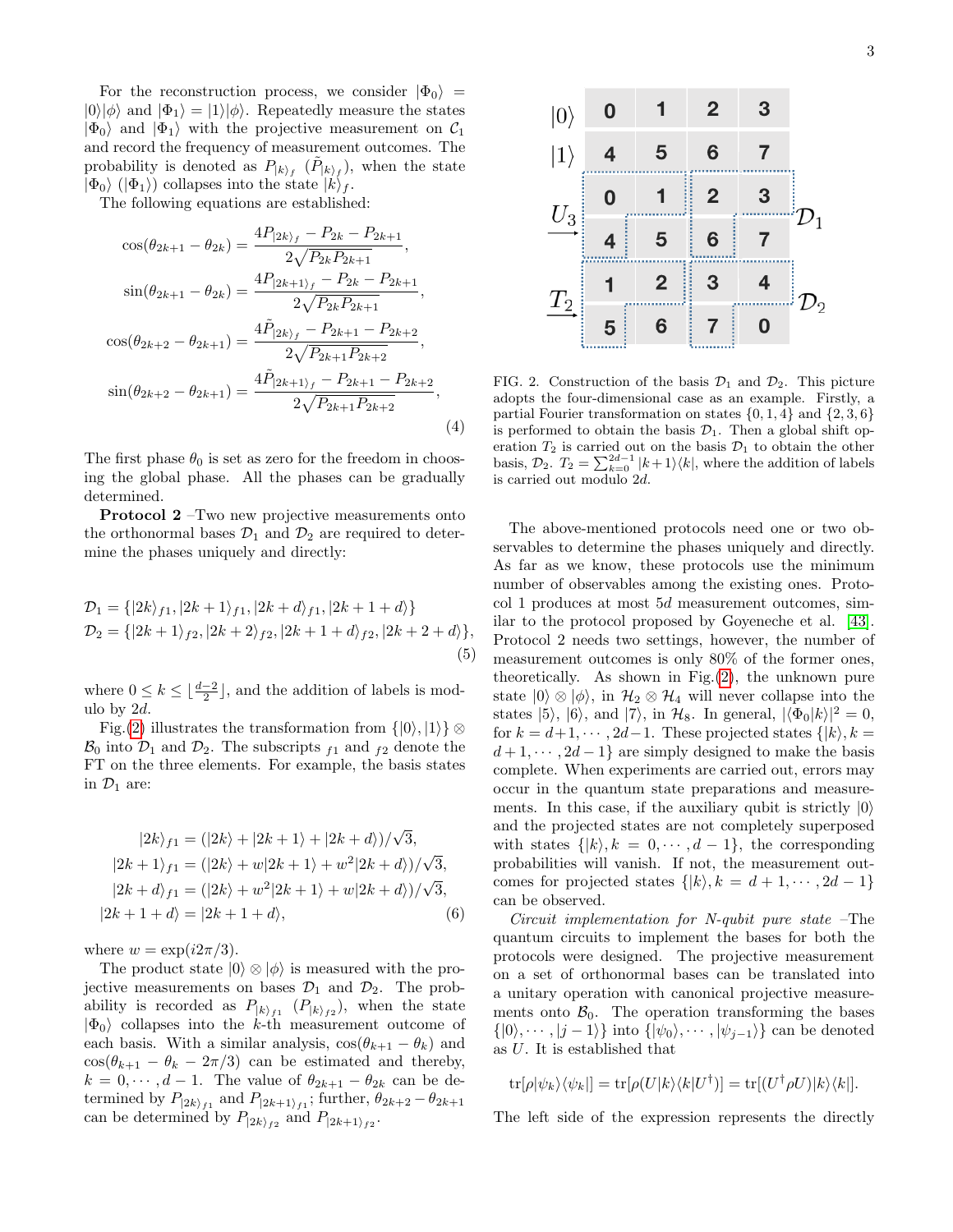For the reconstruction process, we consider $|\Phi_0\rangle = |0\rangle|\phi\rangle$ and $|\Phi_1\rangle = |1\rangle|\phi\rangle$. Repeatedly measure the states $|\Phi_0\rangle$ and $|\Phi_1\rangle$ with the projective measurement on $\mathcal{C}_1$ and record the frequency of measurement outcomes. The probability is denoted as $P_{|k\rangle_f}$ ($\tilde{P}_{|k\rangle_f}$), when the state $|\Phi_0\rangle$ ($|\Phi_1\rangle$) collapses into the state $|k\rangle_f$.

The following equations are established:

$$
\begin{aligned}
\cos(\theta_{2k+1}-\theta_{2k}) &= \frac{4P_{|2k\rangle_f} - P_{2k} - P_{2k+1}}{2\sqrt{P_{2k}P_{2k+1}}},\\
\sin(\theta_{2k+1}-\theta_{2k}) &= \frac{4P_{|2k+1\rangle_f} - P_{2k} - P_{2k+1}}{2\sqrt{P_{2k}P_{2k+1}}},\\
\cos(\theta_{2k+2}-\theta_{2k+1}) &= \frac{4\tilde{P}_{|2k\rangle_f} - P_{2k+1} - P_{2k+2}}{2\sqrt{P_{2k+1}P_{2k+2}}},\\
\sin(\theta_{2k+2}-\theta_{2k+1}) &= \frac{4\tilde{P}_{|2k+1\rangle_f} - P_{2k+1} - P_{2k+2}}{2\sqrt{P_{2k+1}P_{2k+2}}},
\end{aligned}
\tag{4}
$$

The first phase $\theta_0$ is set as zero for the freedom in choosing the global phase. All the phases can be gradually determined.

**Protocol 2** –Two new projective measurements onto the orthonormal bases $\mathcal{D}_1$ and $\mathcal{D}_2$ are required to determine the phases uniquely and directly:

$$
\begin{aligned}
\mathcal{D}_1 &= \{|2k\rangle_{f1}, |2k+1\rangle_{f1}, |2k+d\rangle_{f1}, |2k+1+d\rangle\}\\
\mathcal{D}_2 &= \{|2k+1\rangle_{f2}, |2k+2\rangle_{f2}, |2k+1+d\rangle_{f2}, |2k+2+d\rangle\},
\end{aligned}
\tag{5}
$$

where $0 \le k \le \lfloor \frac{d-2}{2} \rfloor$, and the addition of labels is modulo by $2d$.

Fig.(2) illustrates the transformation from $\{|0\rangle, |1\rangle\} \otimes \mathcal{B}_0$ into $\mathcal{D}_1$ and $\mathcal{D}_2$. The subscripts $_{f1}$ and $_{f2}$ denote the FT on the three elements. For example, the basis states in $\mathcal{D}_1$ are:

$$
\begin{aligned}
|2k\rangle_{f1} &= (|2k\rangle + |2k+1\rangle + |2k+d\rangle)/\sqrt{3},\\
|2k+1\rangle_{f1} &= (|2k\rangle + w|2k+1\rangle + w^2|2k+d\rangle)/\sqrt{3},\\
|2k+d\rangle_{f1} &= (|2k\rangle + w^2|2k+1\rangle + w|2k+d\rangle)/\sqrt{3},\\
|2k+1+d\rangle &= |2k+1+d\rangle,
\end{aligned}
\tag{6}
$$

where $w = \exp(i2\pi/3)$.

The product state $|0\rangle \otimes |\phi\rangle$ is measured with the projective measurements on bases $\mathcal{D}_1$ and $\mathcal{D}_2$. The probability is recorded as $P_{|k\rangle_{f1}}$ ($P_{|k\rangle_{f2}}$), when the state $|\Phi_0\rangle$ collapses into the $k$-th measurement outcome of each basis. With a similar analysis, $\cos(\theta_{k+1}-\theta_k)$ and $\cos(\theta_{k+1}-\theta_k-2\pi/3)$ can be estimated and thereby, $k = 0, \cdots, d-1$. The value of $\theta_{2k+1}-\theta_{2k}$ can be determined by $P_{|2k\rangle_{f1}}$ and $P_{|2k+1\rangle_{f1}}$; further, $\theta_{2k+2}-\theta_{2k+1}$ can be determined by $P_{|2k\rangle_{f2}}$ and $P_{|2k+1\rangle_{f2}}$.

FIG. 2. Construction of the basis $\mathcal{D}_1$ and $\mathcal{D}_2$. This picture adopts the four-dimensional case as an example. Firstly, a partial Fourier transformation on states $\{0,1,4\}$ and $\{2,3,6\}$ is performed to obtain the basis $\mathcal{D}_1$. Then a global shift operation $T_2$ is carried out on the basis $\mathcal{D}_1$ to obtain the other basis, $\mathcal{D}_2$. $T_2 = \sum_{k=0}^{2d-1} |k+1\rangle\langle k|$, where the addition of labels is carried out modulo $2d$.

The above-mentioned protocols need one or two observables to determine the phases uniquely and directly. As far as we know, these protocols use the minimum number of observables among the existing ones. Protocol 1 produces at most $5d$ measurement outcomes, similar to the protocol proposed by Goyeneche et al. [43]. Protocol 2 needs two settings, however, the number of measurement outcomes is only 80% of the former ones, theoretically. As shown in Fig.(2), the unknown pure state $|0\rangle \otimes |\phi\rangle$, in $\mathcal{H}_2 \otimes \mathcal{H}_4$ will never collapse into the states $|5\rangle$, $|6\rangle$, and $|7\rangle$, in $\mathcal{H}_8$. In general, $|\langle\Phi_0|k\rangle|^2 = 0$, for $k = d+1, \cdots, 2d-1$. These projected states $\{|k\rangle, k = d+1, \cdots, 2d-1\}$ are simply designed to make the basis complete. When experiments are carried out, errors may occur in the quantum state preparations and measurements. In this case, if the auxiliary qubit is strictly $|0\rangle$ and the projected states are not completely superposed with states $\{|k\rangle, k = 0, \cdots, d-1\}$, the corresponding probabilities will vanish. If not, the measurement outcomes for projected states $\{|k\rangle, k = d+1, \cdots, 2d-1\}$ can be observed.

*Circuit implementation for N-qubit pure state* –The quantum circuits to implement the bases for both the protocols were designed. The projective measurement on a set of orthonormal bases can be translated into a unitary operation with canonical projective measurements onto $\mathcal{B}_0$. The operation transforming the bases $\{|0\rangle, \cdots, |j-1\rangle\}$ into $\{|\psi_0\rangle, \cdots, |\psi_{j-1}\rangle\}$ can be denoted as $U$. It is established that

$$
\mathrm{tr}[\rho|\psi_k\rangle\langle\psi_k|] = \mathrm{tr}[\rho(U|k\rangle\langle k|U^\dagger)] = \mathrm{tr}[(U^\dagger\rho U)|k\rangle\langle k|].
$$

The left side of the expression represents the directly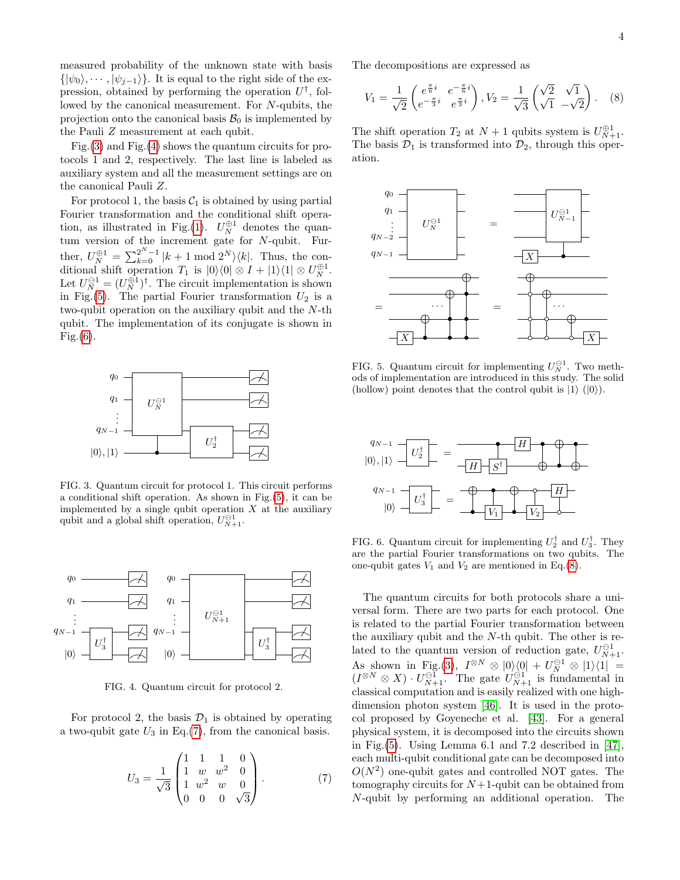measured probability of the unknown state with basis $\{|\psi_0\rangle, \cdots, |\psi_{j-1}\rangle\}$. It is equal to the right side of the expression, obtained by performing the operation $U^\dagger$, followed by the canonical measurement. For $N$-qubits, the projection onto the canonical basis $\mathcal{B}_0$ is implemented by the Pauli $Z$ measurement at each qubit.

Fig.(3) and Fig.(4) shows the quantum circuits for protocols 1 and 2, respectively. The last line is labeled as auxiliary system and all the measurement settings are on the canonical Pauli $Z$.

For protocol 1, the basis $\mathcal{C}_1$ is obtained by using partial Fourier transformation and the conditional shift operation, as illustrated in Fig.(1). $U_N^{\oplus 1}$ denotes the quantum version of the increment gate for $N$-qubit. Further, $U_N^{\oplus 1} = \sum_{k=0}^{2^N-1} |k+1 \mod 2^N\rangle\langle k|$. Thus, the conditional shift operation $T_1$ is $|0\rangle\langle 0| \otimes I + |1\rangle\langle 1| \otimes U_N^{\oplus 1}$. Let $U_N^{\ominus 1} = (U_N^{\oplus 1})^\dagger$. The circuit implementation is shown in Fig.(5). The partial Fourier transformation $U_2$ is a two-qubit operation on the auxiliary qubit and the $N$-th qubit. The implementation of its conjugate is shown in Fig.(6).

FIG. 3. Quantum circuit for protocol 1. This circuit performs a conditional shift operation. As shown in Fig.(5), it can be implemented by a single qubit operation $X$ at the auxiliary qubit and a global shift operation, $U_{N+1}^{\ominus 1}$.

FIG. 4. Quantum circuit for protocol 2.

For protocol 2, the basis $\mathcal{D}_1$ is obtained by operating a two-qubit gate $U_3$ in Eq.(7), from the canonical basis.

$$U_3 = \frac{1}{\sqrt{3}} \begin{pmatrix} 1 & 1 & 1 & 0 \\ 1 & w & w^2 & 0 \\ 1 & w^2 & w & 0 \\ 0 & 0 & 0 & \sqrt{3} \end{pmatrix}. \tag{7}$$

The decompositions are expressed as

$$V_1 = \frac{1}{\sqrt{2}} \begin{pmatrix} e^{\frac{\pi}{6}i} & e^{-\frac{\pi}{6}i} \\ e^{-\frac{\pi}{3}i} & e^{\frac{\pi}{3}i} \end{pmatrix}, V_2 = \frac{1}{\sqrt{3}} \begin{pmatrix} \sqrt{2} & \sqrt{1} \\ \sqrt{1} & -\sqrt{2} \end{pmatrix}. \tag{8}$$

The shift operation $T_2$ at $N+1$ qubits system is $U_{N+1}^{\oplus 1}$. The basis $\mathcal{D}_1$ is transformed into $\mathcal{D}_2$, through this operation.

FIG. 5. Quantum circuit for implementing $U_N^{\ominus 1}$. Two methods of implementation are introduced in this study. The solid (hollow) point denotes that the control qubit is $|1\rangle$ ($|0\rangle$).

FIG. 6. Quantum circuit for implementing $U_2^\dagger$ and $U_3^\dagger$. They are the partial Fourier transformations on two qubits. The one-qubit gates $V_1$ and $V_2$ are mentioned in Eq.(8).

The quantum circuits for both protocols share a universal form. There are two parts for each protocol. One is related to the partial Fourier transformation between the auxiliary qubit and the $N$-th qubit. The other is related to the quantum version of reduction gate, $U_{N+1}^{\ominus 1}$. As shown in Fig.(3), $I^{\otimes N} \otimes |0\rangle\langle 0| + U_N^{\ominus 1} \otimes |1\rangle\langle 1| = (I^{\otimes N} \otimes X) \cdot U_{N+1}^{\ominus 1}$. The gate $U_{N+1}^{\ominus 1}$ is fundamental in classical computation and is easily realized with one high-dimension photon system [46]. It is used in the protocol proposed by Goyeneche et al. [43]. For a general physical system, it is decomposed into the circuits shown in Fig.(5). Using Lemma 6.1 and 7.2 described in [47], each multi-qubit conditional gate can be decomposed into $O(N^2)$ one-qubit gates and controlled NOT gates. The tomography circuits for $N+1$-qubit can be obtained from $N$-qubit by performing an additional operation. The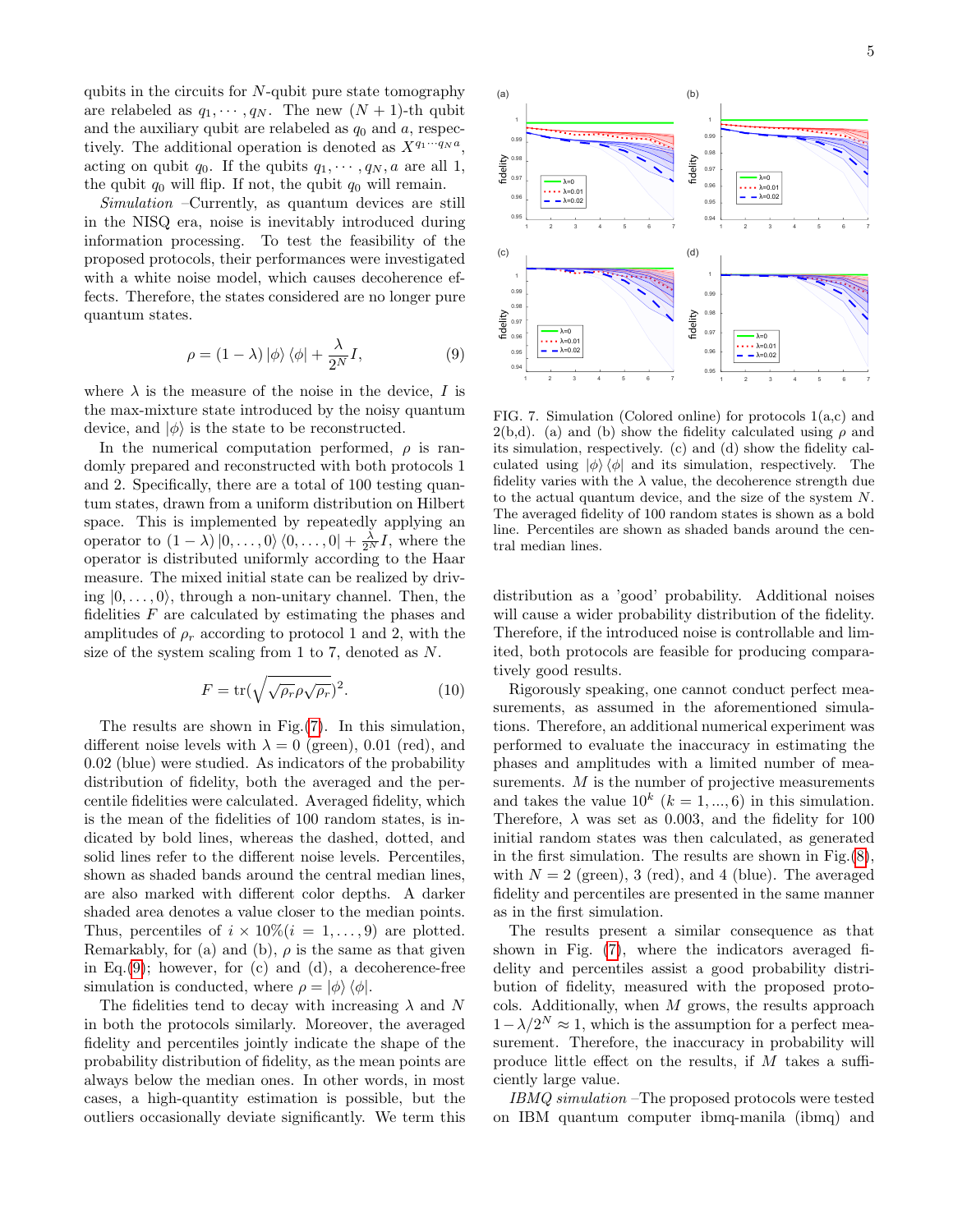qubits in the circuits for $N$-qubit pure state tomography are relabeled as $q_1, \cdots, q_N$. The new $(N+1)$-th qubit and the auxiliary qubit are relabeled as $q_0$ and $a$, respectively. The additional operation is denoted as $X^{q_1 \cdots q_N a}$, acting on qubit $q_0$. If the qubits $q_1, \cdots, q_N, a$ are all 1, the qubit $q_0$ will flip. If not, the qubit $q_0$ will remain.

*Simulation* –Currently, as quantum devices are still in the NISQ era, noise is inevitably introduced during information processing. To test the feasibility of the proposed protocols, their performances were investigated with a white noise model, which causes decoherence effects. Therefore, the states considered are no longer pure quantum states.

$$\rho = (1-\lambda) |\phi\rangle \langle\phi| + \frac{\lambda}{2^N} I, \tag{9}$$

where $\lambda$ is the measure of the noise in the device, $I$ is the max-mixture state introduced by the noisy quantum device, and $|\phi\rangle$ is the state to be reconstructed.

In the numerical computation performed, $\rho$ is randomly prepared and reconstructed with both protocols 1 and 2. Specifically, there are a total of 100 testing quantum states, drawn from a uniform distribution on Hilbert space. This is implemented by repeatedly applying an operator to $(1-\lambda)|0,\ldots,0\rangle\langle 0,\ldots,0| + \frac{\lambda}{2^N} I$, where the operator is distributed uniformly according to the Haar measure. The mixed initial state can be realized by driving $|0,\ldots,0\rangle$, through a non-unitary channel. Then, the fidelities $F$ are calculated by estimating the phases and amplitudes of $\rho_r$ according to protocol 1 and 2, with the size of the system scaling from 1 to 7, denoted as $N$.

$$F = \mathrm{tr}(\sqrt{\sqrt{\rho_r}\rho\sqrt{\rho_r}})^2. \tag{10}$$

The results are shown in Fig.(7). In this simulation, different noise levels with $\lambda = 0$ (green), 0.01 (red), and 0.02 (blue) were studied. As indicators of the probability distribution of fidelity, both the averaged and the percentile fidelities were calculated. Averaged fidelity, which is the mean of the fidelities of 100 random states, is indicated by bold lines, whereas the dashed, dotted, and solid lines refer to the different noise levels. Percentiles, shown as shaded bands around the central median lines, are also marked with different color depths. A darker shaded area denotes a value closer to the median points. Thus, percentiles of $i \times 10\% (i = 1, \ldots, 9)$ are plotted. Remarkably, for (a) and (b), $\rho$ is the same as that given in Eq.(9); however, for (c) and (d), a decoherence-free simulation is conducted, where $\rho = |\phi\rangle\langle\phi|$.

The fidelities tend to decay with increasing $\lambda$ and $N$ in both the protocols similarly. Moreover, the averaged fidelity and percentiles jointly indicate the shape of the probability distribution of fidelity, as the mean points are always below the median ones. In other words, in most cases, a high-quantity estimation is possible, but the outliers occasionally deviate significantly. We term this distribution as a 'good' probability. Additional noises will cause a wider probability distribution of the fidelity. Therefore, if the introduced noise is controllable and limited, both protocols are feasible for producing comparatively good results.

FIG. 7. Simulation (Colored online) for protocols 1(a,c) and 2(b,d). (a) and (b) show the fidelity calculated using $\rho$ and its simulation, respectively. (c) and (d) show the fidelity calculated using $|\phi\rangle\langle\phi|$ and its simulation, respectively. The fidelity varies with the $\lambda$ value, the decoherence strength due to the actual quantum device, and the size of the system $N$. The averaged fidelity of 100 random states is shown as a bold line. Percentiles are shown as shaded bands around the central median lines.

Rigorously speaking, one cannot conduct perfect measurements, as assumed in the aforementioned simulations. Therefore, an additional numerical experiment was performed to evaluate the inaccuracy in estimating the phases and amplitudes with a limited number of measurements. $M$ is the number of projective measurements and takes the value $10^k$ $(k = 1, ..., 6)$ in this simulation. Therefore, $\lambda$ was set as 0.003, and the fidelity for 100 initial random states was then calculated, as generated in the first simulation. The results are shown in Fig.(8), with $N = 2$ (green), 3 (red), and 4 (blue). The averaged fidelity and percentiles are presented in the same manner as in the first simulation.

The results present a similar consequence as that shown in Fig. (7), where the indicators averaged fidelity and percentiles assist a good probability distribution of fidelity, measured with the proposed protocols. Additionally, when $M$ grows, the results approach $1 - \lambda/2^N \approx 1$, which is the assumption for a perfect measurement. Therefore, the inaccuracy in probability will produce little effect on the results, if $M$ takes a sufficiently large value.

*IBMQ simulation* –The proposed protocols were tested on IBM quantum computer ibmq-manila (ibmq) and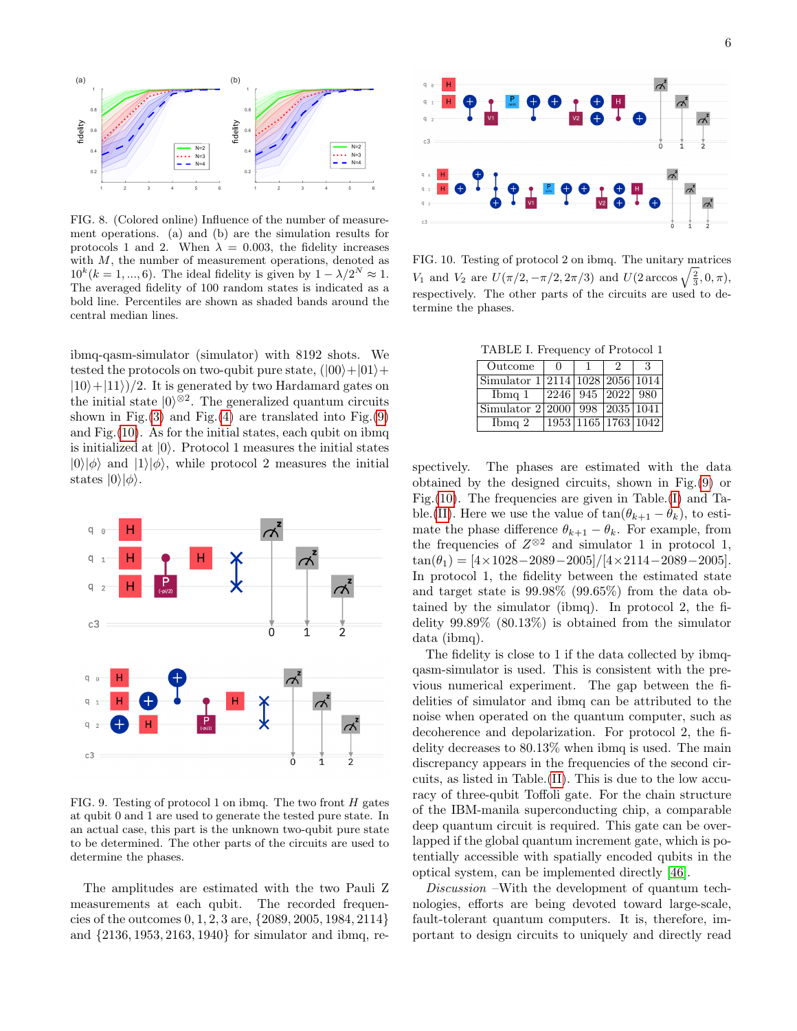FIG. 8. (Colored online) Influence of the number of measurement operations. (a) and (b) are the simulation results for protocols 1 and 2. When $\lambda = 0.003$, the fidelity increases with $M$, the number of measurement operations, denoted as $10^k (k = 1, ..., 6)$. The ideal fidelity is given by $1 - \lambda/2^N \approx 1$. The averaged fidelity of 100 random states is indicated as a bold line. Percentiles are shown as shaded bands around the central median lines.

ibmq-qasm-simulator (simulator) with 8192 shots. We tested the protocols on two-qubit pure state, $(|00\rangle + |01\rangle + |10\rangle + |11\rangle)/2$. It is generated by two Hardamard gates on the initial state $|0\rangle^{\otimes 2}$. The generalized quantum circuits shown in Fig.(3) and Fig.(4) are translated into Fig.(9) and Fig.(10). As for the initial states, each qubit on ibmq is initialized at $|0\rangle$. Protocol 1 measures the initial states $|0\rangle|\phi\rangle$ and $|1\rangle|\phi\rangle$, while protocol 2 measures the initial states $|0\rangle|\phi\rangle$.

FIG. 9. Testing of protocol 1 on ibmq. The two front $H$ gates at qubit 0 and 1 are used to generate the tested pure state. In an actual case, this part is the unknown two-qubit pure state to be determined. The other parts of the circuits are used to determine the phases.

The amplitudes are estimated with the two Pauli Z measurements at each qubit. The recorded frequencies of the outcomes 0, 1, 2, 3 are, $\{2089, 2005, 1984, 2114\}$ and $\{2136, 1953, 2163, 1940\}$ for simulator and ibmq, respectively. The phases are estimated with the data obtained by the designed circuits, shown in Fig.(9) or Fig.(10). The frequencies are given in Table.(I) and Table.(II). Here we use the value of $\tan(\theta_{k+1} - \theta_k)$, to estimate the phase difference $\theta_{k+1} - \theta_k$. For example, from the frequencies of $Z^{\otimes 2}$ and simulator 1 in protocol 1, $\tan(\theta_1) = [4 \times 1028 - 2089 - 2005]/[4 \times 2114 - 2089 - 2005]$. In protocol 1, the fidelity between the estimated state and target state is 99.98% (99.65%) from the data obtained from the simulator (ibmq). In protocol 2, the fidelity 99.89% (80.13%) is obtained from the simulator data (ibmq).

FIG. 10. Testing of protocol 2 on ibmq. The unitary matrices $V_1$ and $V_2$ are $U(\pi/2, -\pi/2, 2\pi/3)$ and $U(2\arccos\sqrt{\frac{2}{3}}, 0, \pi)$, respectively. The other parts of the circuits are used to determine the phases.

TABLE I. Frequency of Protocol 1

| Outcome | 0 | 1 | 2 | 3 |
|---|---|---|---|---|
| Simulator 1 | 2114 | 1028 | 2056 | 1014 |
| Ibmq 1 | 2246 | 945 | 2022 | 980 |
| Simulator 2 | 2000 | 998 | 2035 | 1041 |
| Ibmq 2 | 1953 | 1165 | 1763 | 1042 |

The fidelity is close to 1 if the data collected by ibmq-qasm-simulator is used. This is consistent with the previous numerical experiment. The gap between the fidelities of simulator and ibmq can be attributed to the noise when operated on the quantum computer, such as decoherence and depolarization. For protocol 2, the fidelity decreases to 80.13% when ibmq is used. The main discrepancy appears in the frequencies of the second circuits, as listed in Table.(II). This is due to the low accuracy of three-qubit Toffoli gate. For the chain structure of the IBM-manila superconducting chip, a comparable deep quantum circuit is required. This gate can be overlapped if the global quantum increment gate, which is potentially accessible with spatially encoded qubits in the optical system, can be implemented directly [46].

*Discussion* –With the development of quantum technologies, efforts are being devoted toward large-scale, fault-tolerant quantum computers. It is, therefore, important to design circuits to uniquely and directly read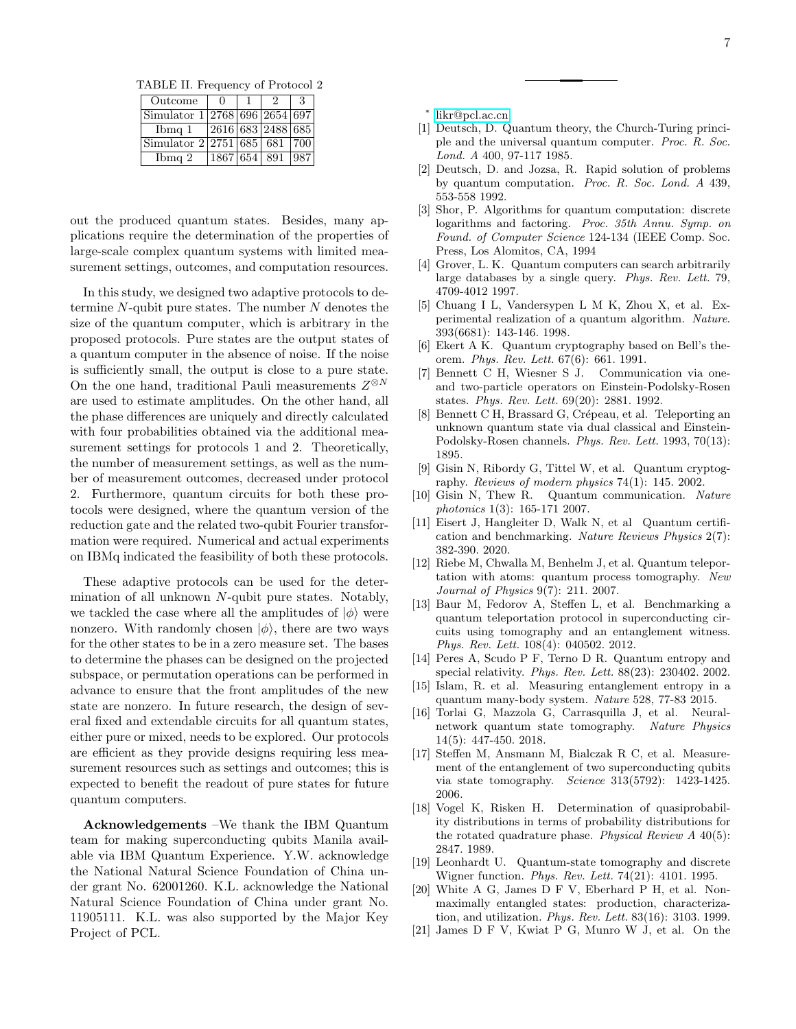TABLE II. Frequency of Protocol 2

| Outcome | 0 | 1 | 2 | 3 |
|---|---|---|---|---|
| Simulator 1 | 2768 | 696 | 2654 | 697 |
| Ibmq 1 | 2616 | 683 | 2488 | 685 |
| Simulator 2 | 2751 | 685 | 681 | 700 |
| Ibmq 2 | 1867 | 654 | 891 | 987 |

out the produced quantum states. Besides, many applications require the determination of the properties of large-scale complex quantum systems with limited measurement settings, outcomes, and computation resources.

In this study, we designed two adaptive protocols to determine $N$-qubit pure states. The number $N$ denotes the size of the quantum computer, which is arbitrary in the proposed protocols. Pure states are the output states of a quantum computer in the absence of noise. If the noise is sufficiently small, the output is close to a pure state. On the one hand, traditional Pauli measurements $Z^{\otimes N}$ are used to estimate amplitudes. On the other hand, all the phase differences are uniquely and directly calculated with four probabilities obtained via the additional measurement settings for protocols 1 and 2. Theoretically, the number of measurement settings, as well as the number of measurement outcomes, decreased under protocol 2. Furthermore, quantum circuits for both these protocols were designed, where the quantum version of the reduction gate and the related two-qubit Fourier transformation were required. Numerical and actual experiments on IBMq indicated the feasibility of both these protocols.

These adaptive protocols can be used for the determination of all unknown $N$-qubit pure states. Notably, we tackled the case where all the amplitudes of $|\phi\rangle$ were nonzero. With randomly chosen $|\phi\rangle$, there are two ways for the other states to be in a zero measure set. The bases to determine the phases can be designed on the projected subspace, or permutation operations can be performed in advance to ensure that the front amplitudes of the new state are nonzero. In future research, the design of several fixed and extendable circuits for all quantum states, either pure or mixed, needs to be explored. Our protocols are efficient as they provide designs requiring less measurement resources such as settings and outcomes; this is expected to benefit the readout of pure states for future quantum computers.

**Acknowledgements** –We thank the IBM Quantum team for making superconducting qubits Manila available via IBM Quantum Experience. Y.W. acknowledge the National Natural Science Foundation of China under grant No. 62001260. K.L. acknowledge the National Natural Science Foundation of China under grant No. 11905111. K.L. was also supported by the Major Key Project of PCL.

---

\* likr@pcl.ac.cn

[1] Deutsch, D. Quantum theory, the Church-Turing principle and the universal quantum computer. *Proc. R. Soc. Lond. A* 400, 97-117 1985.

[2] Deutsch, D. and Jozsa, R. Rapid solution of problems by quantum computation. *Proc. R. Soc. Lond. A* 439, 553-558 1992.

[3] Shor, P. Algorithms for quantum computation: discrete logarithms and factoring. *Proc. 35th Annu. Symp. on Found. of Computer Science* 124-134 (IEEE Comp. Soc. Press, Los Alomitos, CA, 1994

[4] Grover, L. K. Quantum computers can search arbitrarily large databases by a single query. *Phys. Rev. Lett.* 79, 4709-4012 1997.

[5] Chuang I L, Vandersypen L M K, Zhou X, et al. Experimental realization of a quantum algorithm. *Nature*. 393(6681): 143-146. 1998.

[6] Ekert A K. Quantum cryptography based on Bell's theorem. *Phys. Rev. Lett.* 67(6): 661. 1991.

[7] Bennett C H, Wiesner S J. Communication via one- and two-particle operators on Einstein-Podolsky-Rosen states. *Phys. Rev. Lett.* 69(20): 2881. 1992.

[8] Bennett C H, Brassard G, Crépeau, et al. Teleporting an unknown quantum state via dual classical and Einstein-Podolsky-Rosen channels. *Phys. Rev. Lett.* 1993, 70(13): 1895.

[9] Gisin N, Ribordy G, Tittel W, et al. Quantum cryptography. *Reviews of modern physics* 74(1): 145. 2002.

[10] Gisin N, Thew R. Quantum communication. *Nature photonics* 1(3): 165-171 2007.

[11] Eisert J, Hangleiter D, Walk N, et al Quantum certification and benchmarking. *Nature Reviews Physics* 2(7): 382-390. 2020.

[12] Riebe M, Chwalla M, Benhelm J, et al. Quantum teleportation with atoms: quantum process tomography. *New Journal of Physics* 9(7): 211. 2007.

[13] Baur M, Fedorov A, Steffen L, et al. Benchmarking a quantum teleportation protocol in superconducting circuits using tomography and an entanglement witness. *Phys. Rev. Lett.* 108(4): 040502. 2012.

[14] Peres A, Scudo P F, Terno D R. Quantum entropy and special relativity. *Phys. Rev. Lett.* 88(23): 230402. 2002.

[15] Islam, R. et al. Measuring entanglement entropy in a quantum many-body system. *Nature* 528, 77-83 2015.

[16] Torlai G, Mazzola G, Carrasquilla J, et al. Neural-network quantum state tomography. *Nature Physics* 14(5): 447-450. 2018.

[17] Steffen M, Ansmann M, Bialczak R C, et al. Measurement of the entanglement of two superconducting qubits via state tomography. *Science* 313(5792): 1423-1425. 2006.

[18] Vogel K, Risken H. Determination of quasiprobability distributions in terms of probability distributions for the rotated quadrature phase. *Physical Review A* 40(5): 2847. 1989.

[19] Leonhardt U. Quantum-state tomography and discrete Wigner function. *Phys. Rev. Lett.* 74(21): 4101. 1995.

[20] White A G, James D F V, Eberhard P H, et al. Nonmaximally entangled states: production, characterization, and utilization. *Phys. Rev. Lett.* 83(16): 3103. 1999.

[21] James D F V, Kwiat P G, Munro W J, et al. On the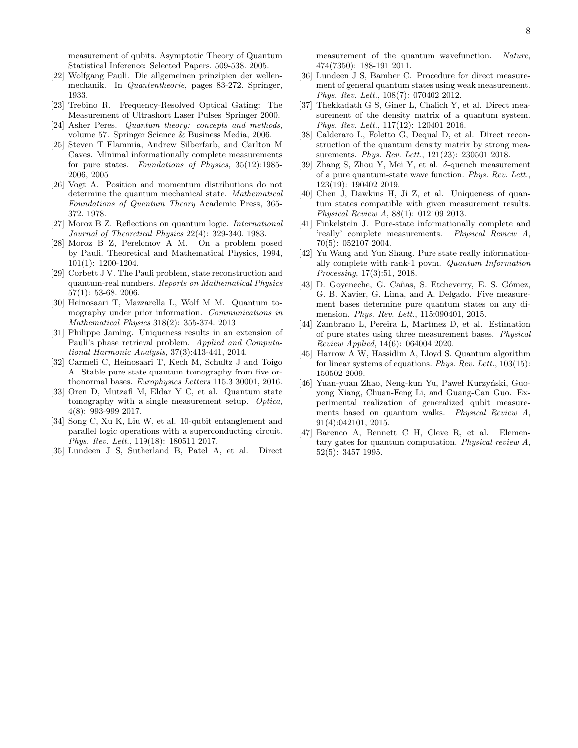measurement of qubits. Asymptotic Theory of Quantum Statistical Inference: Selected Papers. 509-538. 2005.

[22] Wolfgang Pauli. Die allgemeinen prinzipien der wellenmechanik. In *Quantentheorie*, pages 83-272. Springer, 1933.

[23] Trebino R. Frequency-Resolved Optical Gating: The Measurement of Ultrashort Laser Pulses Springer 2000.

[24] Asher Peres. *Quantum theory: concepts and methods*, volume 57. Springer Science & Business Media, 2006.

[25] Steven T Flammia, Andrew Silberfarb, and Carlton M Caves. Minimal informationally complete measurements for pure states. *Foundations of Physics*, 35(12):1985-2006, 2005

[26] Vogt A. Position and momentum distributions do not determine the quantum mechanical state. *Mathematical Foundations of Quantum Theory* Academic Press, 365-372. 1978.

[27] Moroz B Z. Reflections on quantum logic. *International Journal of Theoretical Physics* 22(4): 329-340. 1983.

[28] Moroz B Z, Perelomov A M. On a problem posed by Pauli. Theoretical and Mathematical Physics, 1994, 101(1): 1200-1204.

[29] Corbett J V. The Pauli problem, state reconstruction and quantum-real numbers. *Reports on Mathematical Physics* 57(1): 53-68. 2006.

[30] Heinosaari T, Mazzarella L, Wolf M M. Quantum tomography under prior information. *Communications in Mathematical Physics* 318(2): 355-374. 2013

[31] Philippe Jaming. Uniqueness results in an extension of Pauli's phase retrieval problem. *Applied and Computational Harmonic Analysis*, 37(3):413-441, 2014.

[32] Carmeli C, Heinosaari T, Kech M, Schultz J and Toigo A. Stable pure state quantum tomography from five orthonormal bases. *Europhysics Letters* 115.3 30001, 2016.

[33] Oren D, Mutzafi M, Eldar Y C, et al. Quantum state tomography with a single measurement setup. *Optica*, 4(8): 993-999 2017.

[34] Song C, Xu K, Liu W, et al. 10-qubit entanglement and parallel logic operations with a superconducting circuit. *Phys. Rev. Lett.*, 119(18): 180511 2017.

[35] Lundeen J S, Sutherland B, Patel A, et al. Direct measurement of the quantum wavefunction. *Nature*, 474(7350): 188-191 2011.

[36] Lundeen J S, Bamber C. Procedure for direct measurement of general quantum states using weak measurement. *Phys. Rev. Lett.*, 108(7): 070402 2012.

[37] Thekkadath G S, Giner L, Chalich Y, et al. Direct measurement of the density matrix of a quantum system. *Phys. Rev. Lett.*, 117(12): 120401 2016.

[38] Calderaro L, Foletto G, Dequal D, et al. Direct reconstruction of the quantum density matrix by strong measurements. *Phys. Rev. Lett.*, 121(23): 230501 2018.

[39] Zhang S, Zhou Y, Mei Y, et al. $\delta$-quench measurement of a pure quantum-state wave function. *Phys. Rev. Lett.*, 123(19): 190402 2019.

[40] Chen J, Dawkins H, Ji Z, et al. Uniqueness of quantum states compatible with given measurement results. *Physical Review A*, 88(1): 012109 2013.

[41] Finkelstein J. Pure-state informationally complete and 'really' complete measurements. *Physical Review A*, 70(5): 052107 2004.

[42] Yu Wang and Yun Shang. Pure state really informationally complete with rank-1 povm. *Quantum Information Processing*, 17(3):51, 2018.

[43] D. Goyeneche, G. Cañas, S. Etcheverry, E. S. Gómez, G. B. Xavier, G. Lima, and A. Delgado. Five measurement bases determine pure quantum states on any dimension. *Phys. Rev. Lett.*, 115:090401, 2015.

[44] Zambrano L, Pereira L, Martínez D, et al. Estimation of pure states using three measurement bases. *Physical Review Applied*, 14(6): 064004 2020.

[45] Harrow A W, Hassidim A, Lloyd S. Quantum algorithm for linear systems of equations. *Phys. Rev. Lett.*, 103(15): 150502 2009.

[46] Yuan-yuan Zhao, Neng-kun Yu, Paweł Kurzyński, Guoyong Xiang, Chuan-Feng Li, and Guang-Can Guo. Experimental realization of generalized qubit measurements based on quantum walks. *Physical Review A*, 91(4):042101, 2015.

[47] Barenco A, Bennett C H, Cleve R, et al. Elementary gates for quantum computation. *Physical review A*, 52(5): 3457 1995.